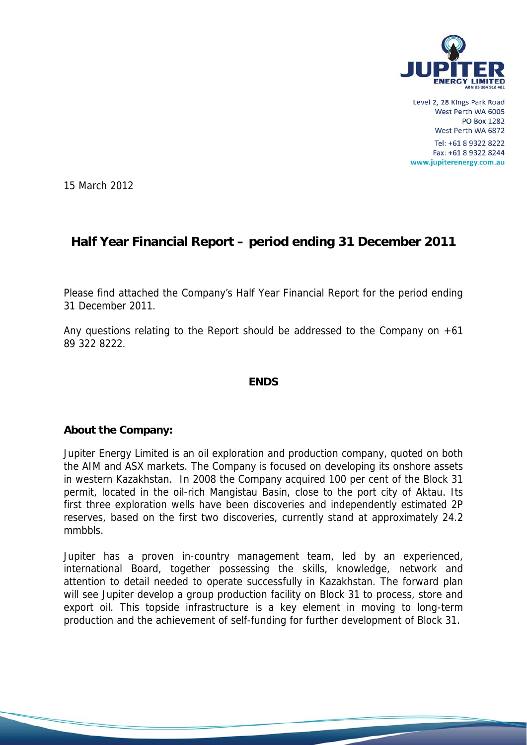**JUPITER ENERGY LIMITED**
ABN 65 084 918 481

Level 2, 28 Kings Park Road
West Perth WA 6005
PO Box 1282
West Perth WA 6872
Tel: +61 8 9322 8222
Fax: +61 8 9322 8244
www.jupiterenergy.com.au

15 March 2012

# Half Year Financial Report – period ending 31 December 2011

Please find attached the Company's Half Year Financial Report for the period ending 31 December 2011.

Any questions relating to the Report should be addressed to the Company on +61 89 322 8222.

**ENDS**

**About the Company:**

Jupiter Energy Limited is an oil exploration and production company, quoted on both the AIM and ASX markets. The Company is focused on developing its onshore assets in western Kazakhstan. In 2008 the Company acquired 100 per cent of the Block 31 permit, located in the oil-rich Mangistau Basin, close to the port city of Aktau. Its first three exploration wells have been discoveries and independently estimated 2P reserves, based on the first two discoveries, currently stand at approximately 24.2 mmbbls.

Jupiter has a proven in-country management team, led by an experienced, international Board, together possessing the skills, knowledge, network and attention to detail needed to operate successfully in Kazakhstan. The forward plan will see Jupiter develop a group production facility on Block 31 to process, store and export oil. This topside infrastructure is a key element in moving to long-term production and the achievement of self-funding for further development of Block 31.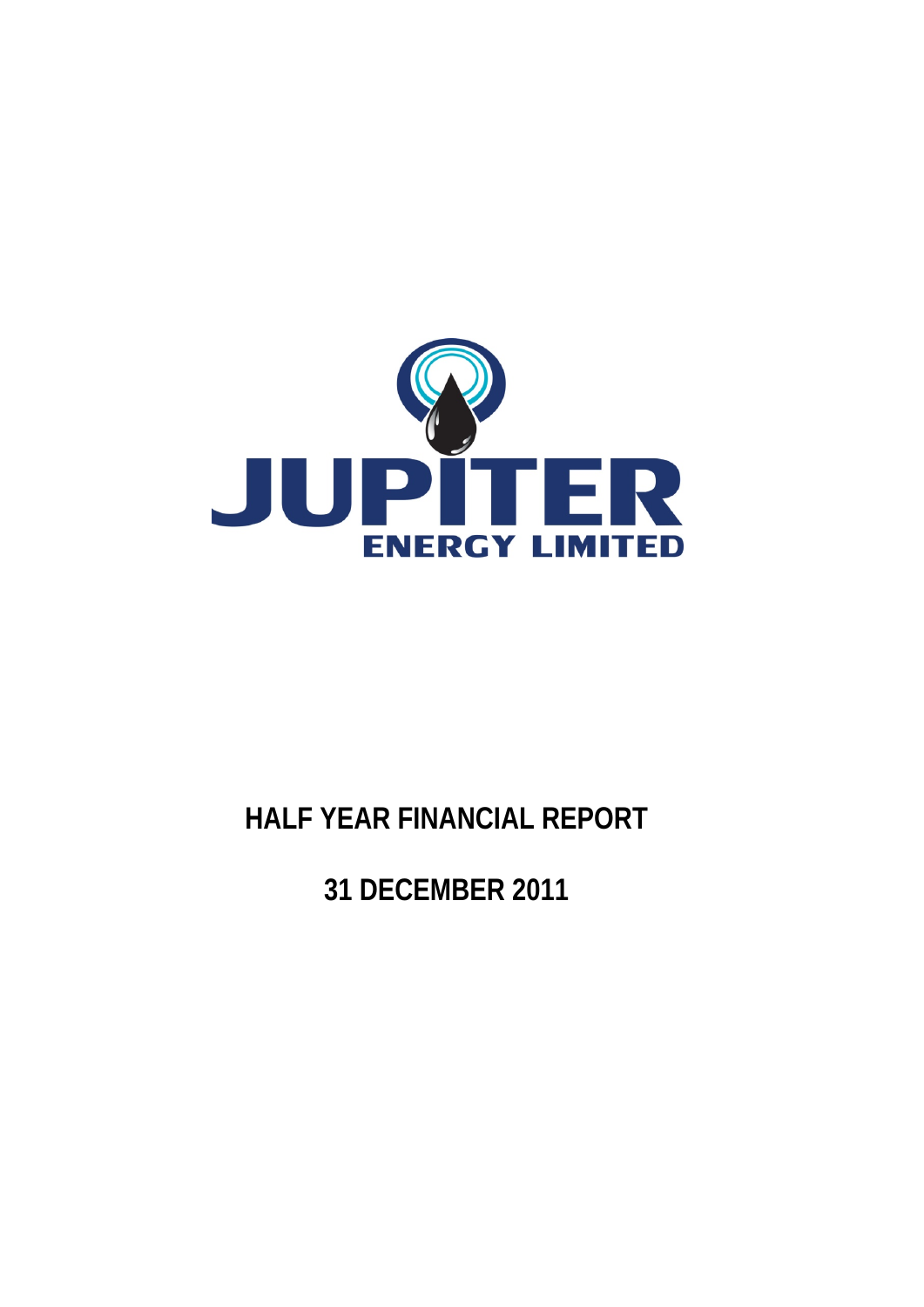# JUPITER ENERGY LIMITED

# HALF YEAR FINANCIAL REPORT

# 31 DECEMBER 2011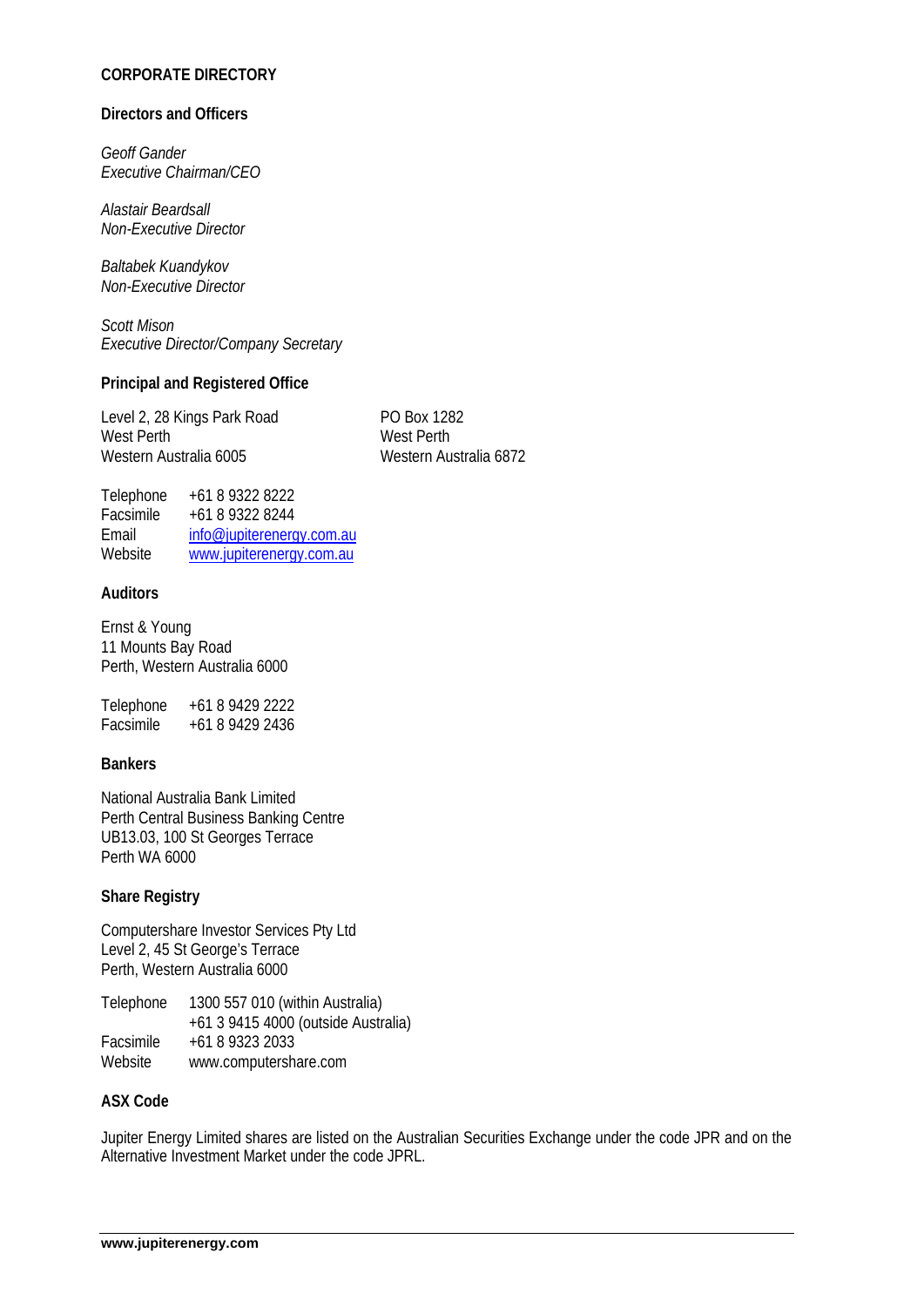## CORPORATE DIRECTORY

### Directors and Officers

*Geoff Gander*
*Executive Chairman/CEO*

*Alastair Beardsall*
*Non-Executive Director*

*Baltabek Kuandykov*
*Non-Executive Director*

*Scott Mison*
*Executive Director/Company Secretary*

### Principal and Registered Office

Level 2, 28 Kings Park Road
West Perth
Western Australia 6005

PO Box 1282
West Perth
Western Australia 6872

Telephone +61 8 9322 8222
Facsimile +61 8 9322 8244
Email info@jupiterenergy.com.au
Website www.jupiterenergy.com.au

### Auditors

Ernst & Young
11 Mounts Bay Road
Perth, Western Australia 6000

Telephone +61 8 9429 2222
Facsimile +61 8 9429 2436

### Bankers

National Australia Bank Limited
Perth Central Business Banking Centre
UB13.03, 100 St Georges Terrace
Perth WA 6000

### Share Registry

Computershare Investor Services Pty Ltd
Level 2, 45 St George's Terrace
Perth, Western Australia 6000

Telephone 1300 557 010 (within Australia)
+61 3 9415 4000 (outside Australia)
Facsimile +61 8 9323 2033
Website www.computershare.com

### ASX Code

Jupiter Energy Limited shares are listed on the Australian Securities Exchange under the code JPR and on the Alternative Investment Market under the code JPRL.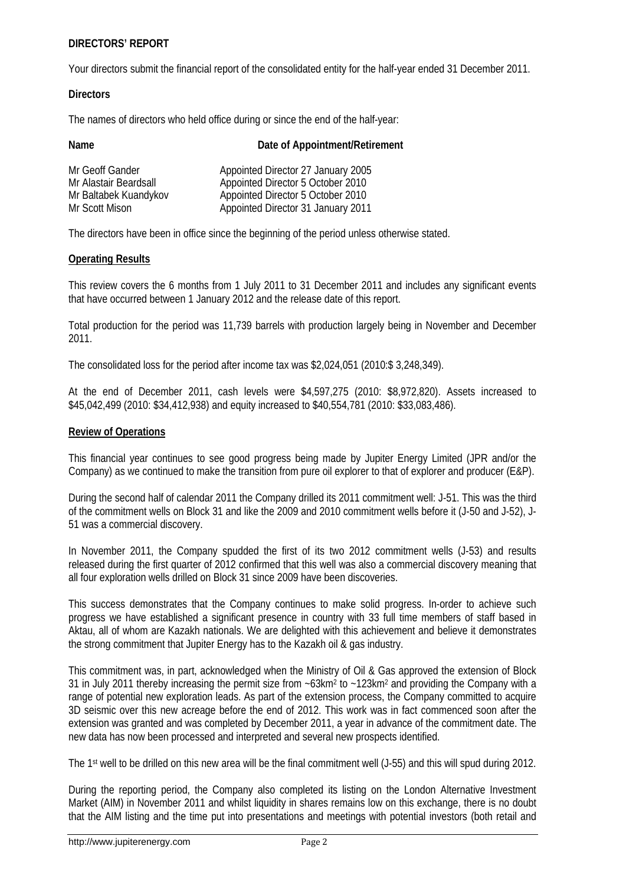**DIRECTORS' REPORT**

Your directors submit the financial report of the consolidated entity for the half-year ended 31 December 2011.

**Directors**

The names of directors who held office during or since the end of the half-year:

| Name | Date of Appointment/Retirement |
|---|---|
| Mr Geoff Gander | Appointed Director 27 January 2005 |
| Mr Alastair Beardsall | Appointed Director 5 October 2010 |
| Mr Baltabek Kuandykov | Appointed Director 5 October 2010 |
| Mr Scott Mison | Appointed Director 31 January 2011 |

The directors have been in office since the beginning of the period unless otherwise stated.

**Operating Results**

This review covers the 6 months from 1 July 2011 to 31 December 2011 and includes any significant events that have occurred between 1 January 2012 and the release date of this report.

Total production for the period was 11,739 barrels with production largely being in November and December 2011.

The consolidated loss for the period after income tax was $2,024,051 (2010:$ 3,248,349).

At the end of December 2011, cash levels were $4,597,275 (2010: $8,972,820). Assets increased to $45,042,499 (2010: $34,412,938) and equity increased to $40,554,781 (2010: $33,083,486).

**Review of Operations**

This financial year continues to see good progress being made by Jupiter Energy Limited (JPR and/or the Company) as we continued to make the transition from pure oil explorer to that of explorer and producer (E&P).

During the second half of calendar 2011 the Company drilled its 2011 commitment well: J-51. This was the third of the commitment wells on Block 31 and like the 2009 and 2010 commitment wells before it (J-50 and J-52), J-51 was a commercial discovery.

In November 2011, the Company spudded the first of its two 2012 commitment wells (J-53) and results released during the first quarter of 2012 confirmed that this well was also a commercial discovery meaning that all four exploration wells drilled on Block 31 since 2009 have been discoveries.

This success demonstrates that the Company continues to make solid progress. In-order to achieve such progress we have established a significant presence in country with 33 full time members of staff based in Aktau, all of whom are Kazakh nationals. We are delighted with this achievement and believe it demonstrates the strong commitment that Jupiter Energy has to the Kazakh oil & gas industry.

This commitment was, in part, acknowledged when the Ministry of Oil & Gas approved the extension of Block 31 in July 2011 thereby increasing the permit size from ~63km$^2$ to ~123km$^2$ and providing the Company with a range of potential new exploration leads. As part of the extension process, the Company committed to acquire 3D seismic over this new acreage before the end of 2012. This work was in fact commenced soon after the extension was granted and was completed by December 2011, a year in advance of the commitment date. The new data has now been processed and interpreted and several new prospects identified.

The 1st well to be drilled on this new area will be the final commitment well (J-55) and this will spud during 2012.

During the reporting period, the Company also completed its listing on the London Alternative Investment Market (AIM) in November 2011 and whilst liquidity in shares remains low on this exchange, there is no doubt that the AIM listing and the time put into presentations and meetings with potential investors (both retail and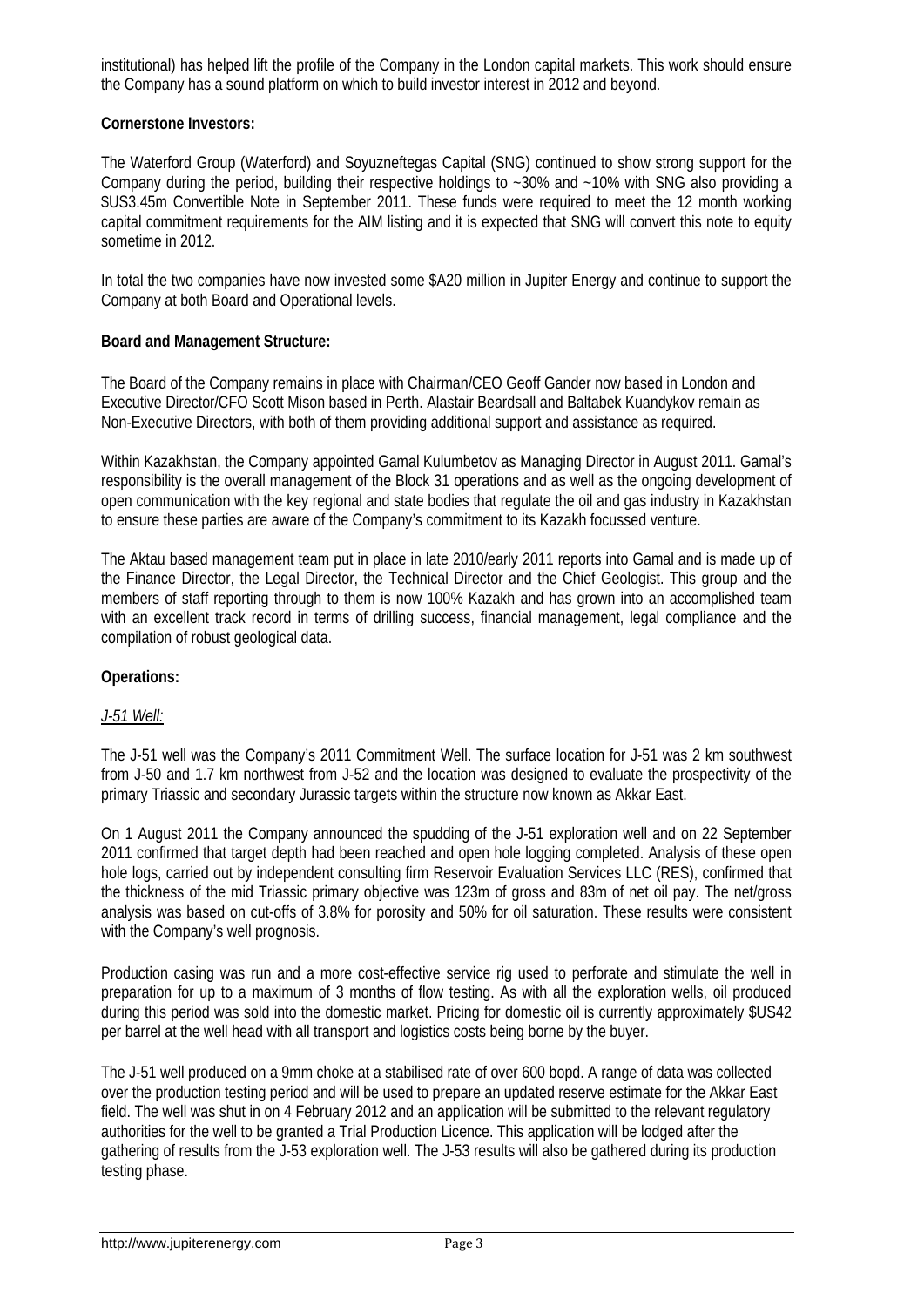institutional) has helped lift the profile of the Company in the London capital markets. This work should ensure the Company has a sound platform on which to build investor interest in 2012 and beyond.

**Cornerstone Investors:**

The Waterford Group (Waterford) and Soyuzneftegas Capital (SNG) continued to show strong support for the Company during the period, building their respective holdings to ~30% and ~10% with SNG also providing a $US3.45m Convertible Note in September 2011. These funds were required to meet the 12 month working capital commitment requirements for the AIM listing and it is expected that SNG will convert this note to equity sometime in 2012.

In total the two companies have now invested some $A20 million in Jupiter Energy and continue to support the Company at both Board and Operational levels.

**Board and Management Structure:**

The Board of the Company remains in place with Chairman/CEO Geoff Gander now based in London and Executive Director/CFO Scott Mison based in Perth. Alastair Beardsall and Baltabek Kuandykov remain as Non-Executive Directors, with both of them providing additional support and assistance as required.

Within Kazakhstan, the Company appointed Gamal Kulumbetov as Managing Director in August 2011. Gamal's responsibility is the overall management of the Block 31 operations and as well as the ongoing development of open communication with the key regional and state bodies that regulate the oil and gas industry in Kazakhstan to ensure these parties are aware of the Company's commitment to its Kazakh focussed venture.

The Aktau based management team put in place in late 2010/early 2011 reports into Gamal and is made up of the Finance Director, the Legal Director, the Technical Director and the Chief Geologist. This group and the members of staff reporting through to them is now 100% Kazakh and has grown into an accomplished team with an excellent track record in terms of drilling success, financial management, legal compliance and the compilation of robust geological data.

**Operations:**

_J-51 Well:_

The J-51 well was the Company's 2011 Commitment Well. The surface location for J-51 was 2 km southwest from J-50 and 1.7 km northwest from J-52 and the location was designed to evaluate the prospectivity of the primary Triassic and secondary Jurassic targets within the structure now known as Akkar East.

On 1 August 2011 the Company announced the spudding of the J-51 exploration well and on 22 September 2011 confirmed that target depth had been reached and open hole logging completed. Analysis of these open hole logs, carried out by independent consulting firm Reservoir Evaluation Services LLC (RES), confirmed that the thickness of the mid Triassic primary objective was 123m of gross and 83m of net oil pay. The net/gross analysis was based on cut-offs of 3.8% for porosity and 50% for oil saturation. These results were consistent with the Company's well prognosis.

Production casing was run and a more cost-effective service rig used to perforate and stimulate the well in preparation for up to a maximum of 3 months of flow testing. As with all the exploration wells, oil produced during this period was sold into the domestic market. Pricing for domestic oil is currently approximately $US42 per barrel at the well head with all transport and logistics costs being borne by the buyer.

The J-51 well produced on a 9mm choke at a stabilised rate of over 600 bopd. A range of data was collected over the production testing period and will be used to prepare an updated reserve estimate for the Akkar East field. The well was shut in on 4 February 2012 and an application will be submitted to the relevant regulatory authorities for the well to be granted a Trial Production Licence. This application will be lodged after the gathering of results from the J-53 exploration well. The J-53 results will also be gathered during its production testing phase.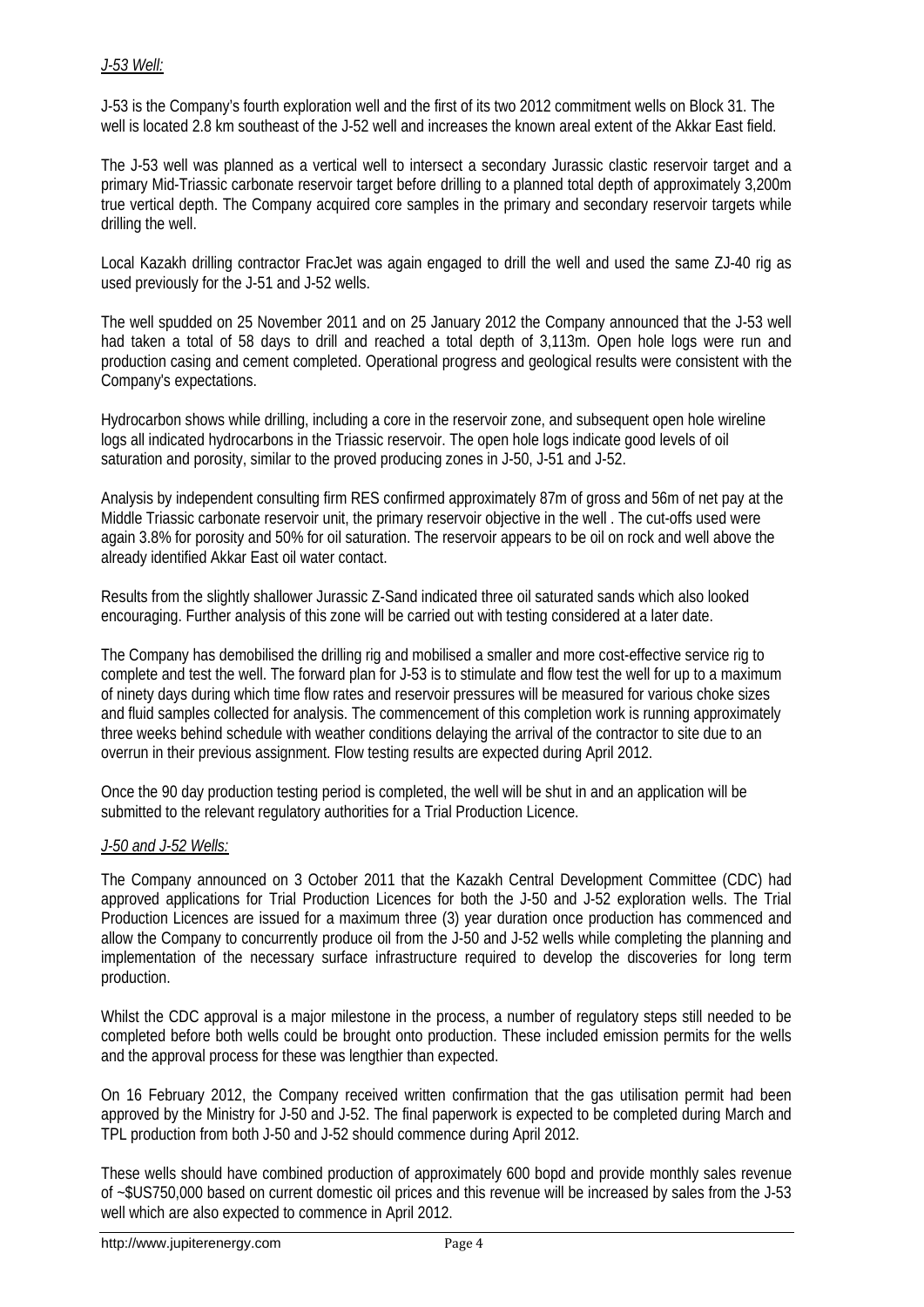*J-53 Well:*

J-53 is the Company's fourth exploration well and the first of its two 2012 commitment wells on Block 31. The well is located 2.8 km southeast of the J-52 well and increases the known areal extent of the Akkar East field.

The J-53 well was planned as a vertical well to intersect a secondary Jurassic clastic reservoir target and a primary Mid-Triassic carbonate reservoir target before drilling to a planned total depth of approximately 3,200m true vertical depth. The Company acquired core samples in the primary and secondary reservoir targets while drilling the well.

Local Kazakh drilling contractor FracJet was again engaged to drill the well and used the same ZJ-40 rig as used previously for the J-51 and J-52 wells.

The well spudded on 25 November 2011 and on 25 January 2012 the Company announced that the J-53 well had taken a total of 58 days to drill and reached a total depth of 3,113m. Open hole logs were run and production casing and cement completed. Operational progress and geological results were consistent with the Company's expectations.

Hydrocarbon shows while drilling, including a core in the reservoir zone, and subsequent open hole wireline logs all indicated hydrocarbons in the Triassic reservoir. The open hole logs indicate good levels of oil saturation and porosity, similar to the proved producing zones in J-50, J-51 and J-52.

Analysis by independent consulting firm RES confirmed approximately 87m of gross and 56m of net pay at the Middle Triassic carbonate reservoir unit, the primary reservoir objective in the well . The cut-offs used were again 3.8% for porosity and 50% for oil saturation. The reservoir appears to be oil on rock and well above the already identified Akkar East oil water contact.

Results from the slightly shallower Jurassic Z-Sand indicated three oil saturated sands which also looked encouraging. Further analysis of this zone will be carried out with testing considered at a later date.

The Company has demobilised the drilling rig and mobilised a smaller and more cost-effective service rig to complete and test the well. The forward plan for J-53 is to stimulate and flow test the well for up to a maximum of ninety days during which time flow rates and reservoir pressures will be measured for various choke sizes and fluid samples collected for analysis. The commencement of this completion work is running approximately three weeks behind schedule with weather conditions delaying the arrival of the contractor to site due to an overrun in their previous assignment. Flow testing results are expected during April 2012.

Once the 90 day production testing period is completed, the well will be shut in and an application will be submitted to the relevant regulatory authorities for a Trial Production Licence.

*J-50 and J-52 Wells:*

The Company announced on 3 October 2011 that the Kazakh Central Development Committee (CDC) had approved applications for Trial Production Licences for both the J-50 and J-52 exploration wells. The Trial Production Licences are issued for a maximum three (3) year duration once production has commenced and allow the Company to concurrently produce oil from the J-50 and J-52 wells while completing the planning and implementation of the necessary surface infrastructure required to develop the discoveries for long term production.

Whilst the CDC approval is a major milestone in the process, a number of regulatory steps still needed to be completed before both wells could be brought onto production. These included emission permits for the wells and the approval process for these was lengthier than expected.

On 16 February 2012, the Company received written confirmation that the gas utilisation permit had been approved by the Ministry for J-50 and J-52. The final paperwork is expected to be completed during March and TPL production from both J-50 and J-52 should commence during April 2012.

These wells should have combined production of approximately 600 bopd and provide monthly sales revenue of ~$US750,000 based on current domestic oil prices and this revenue will be increased by sales from the J-53 well which are also expected to commence in April 2012.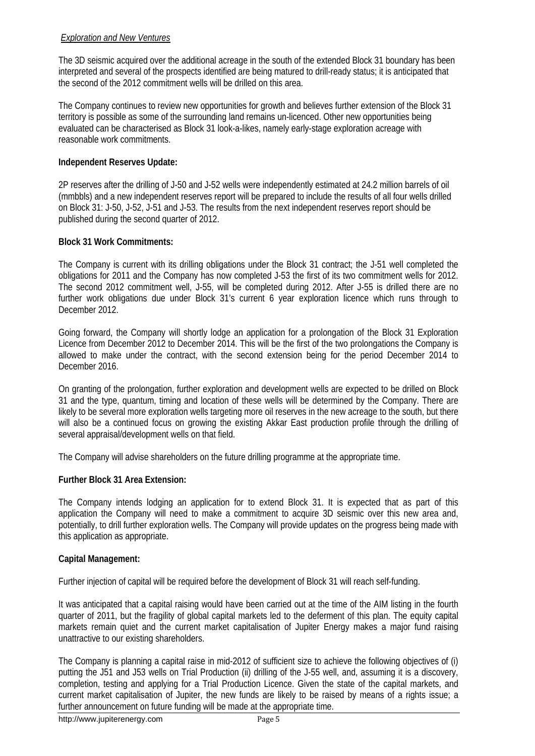*Exploration and New Ventures*

The 3D seismic acquired over the additional acreage in the south of the extended Block 31 boundary has been interpreted and several of the prospects identified are being matured to drill-ready status; it is anticipated that the second of the 2012 commitment wells will be drilled on this area.

The Company continues to review new opportunities for growth and believes further extension of the Block 31 territory is possible as some of the surrounding land remains un-licenced. Other new opportunities being evaluated can be characterised as Block 31 look-a-likes, namely early-stage exploration acreage with reasonable work commitments.

**Independent Reserves Update:**

2P reserves after the drilling of J-50 and J-52 wells were independently estimated at 24.2 million barrels of oil (mmbbls) and a new independent reserves report will be prepared to include the results of all four wells drilled on Block 31: J-50, J-52, J-51 and J-53. The results from the next independent reserves report should be published during the second quarter of 2012.

**Block 31 Work Commitments:**

The Company is current with its drilling obligations under the Block 31 contract; the J-51 well completed the obligations for 2011 and the Company has now completed J-53 the first of its two commitment wells for 2012. The second 2012 commitment well, J-55, will be completed during 2012. After J-55 is drilled there are no further work obligations due under Block 31's current 6 year exploration licence which runs through to December 2012.

Going forward, the Company will shortly lodge an application for a prolongation of the Block 31 Exploration Licence from December 2012 to December 2014. This will be the first of the two prolongations the Company is allowed to make under the contract, with the second extension being for the period December 2014 to December 2016.

On granting of the prolongation, further exploration and development wells are expected to be drilled on Block 31 and the type, quantum, timing and location of these wells will be determined by the Company. There are likely to be several more exploration wells targeting more oil reserves in the new acreage to the south, but there will also be a continued focus on growing the existing Akkar East production profile through the drilling of several appraisal/development wells on that field.

The Company will advise shareholders on the future drilling programme at the appropriate time.

**Further Block 31 Area Extension:**

The Company intends lodging an application for to extend Block 31. It is expected that as part of this application the Company will need to make a commitment to acquire 3D seismic over this new area and, potentially, to drill further exploration wells. The Company will provide updates on the progress being made with this application as appropriate.

**Capital Management:**

Further injection of capital will be required before the development of Block 31 will reach self-funding.

It was anticipated that a capital raising would have been carried out at the time of the AIM listing in the fourth quarter of 2011, but the fragility of global capital markets led to the deferment of this plan. The equity capital markets remain quiet and the current market capitalisation of Jupiter Energy makes a major fund raising unattractive to our existing shareholders.

The Company is planning a capital raise in mid-2012 of sufficient size to achieve the following objectives of (i) putting the J51 and J53 wells on Trial Production (ii) drilling of the J-55 well, and, assuming it is a discovery, completion, testing and applying for a Trial Production Licence. Given the state of the capital markets, and current market capitalisation of Jupiter, the new funds are likely to be raised by means of a rights issue; a further announcement on future funding will be made at the appropriate time.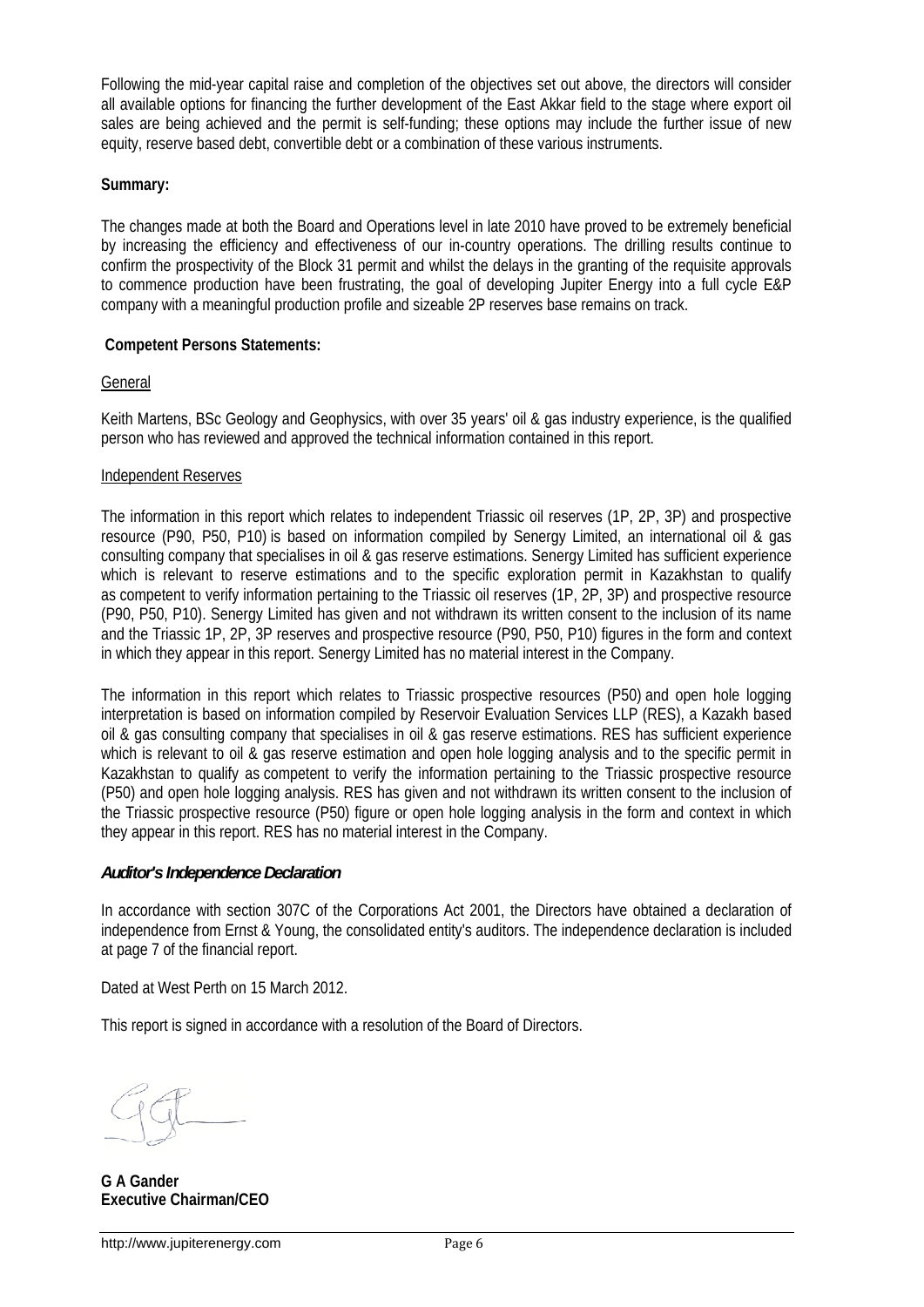Following the mid-year capital raise and completion of the objectives set out above, the directors will consider all available options for financing the further development of the East Akkar field to the stage where export oil sales are being achieved and the permit is self-funding; these options may include the further issue of new equity, reserve based debt, convertible debt or a combination of these various instruments.

**Summary:**

The changes made at both the Board and Operations level in late 2010 have proved to be extremely beneficial by increasing the efficiency and effectiveness of our in-country operations. The drilling results continue to confirm the prospectivity of the Block 31 permit and whilst the delays in the granting of the requisite approvals to commence production have been frustrating, the goal of developing Jupiter Energy into a full cycle E&P company with a meaningful production profile and sizeable 2P reserves base remains on track.

**Competent Persons Statements:**

General

Keith Martens, BSc Geology and Geophysics, with over 35 years' oil & gas industry experience, is the qualified person who has reviewed and approved the technical information contained in this report.

Independent Reserves

The information in this report which relates to independent Triassic oil reserves (1P, 2P, 3P) and prospective resource (P90, P50, P10) is based on information compiled by Senergy Limited, an international oil & gas consulting company that specialises in oil & gas reserve estimations. Senergy Limited has sufficient experience which is relevant to reserve estimations and to the specific exploration permit in Kazakhstan to qualify as competent to verify information pertaining to the Triassic oil reserves (1P, 2P, 3P) and prospective resource (P90, P50, P10). Senergy Limited has given and not withdrawn its written consent to the inclusion of its name and the Triassic 1P, 2P, 3P reserves and prospective resource (P90, P50, P10) figures in the form and context in which they appear in this report. Senergy Limited has no material interest in the Company.

The information in this report which relates to Triassic prospective resources (P50) and open hole logging interpretation is based on information compiled by Reservoir Evaluation Services LLP (RES), a Kazakh based oil & gas consulting company that specialises in oil & gas reserve estimations. RES has sufficient experience which is relevant to oil & gas reserve estimation and open hole logging analysis and to the specific permit in Kazakhstan to qualify as competent to verify the information pertaining to the Triassic prospective resource (P50) and open hole logging analysis. RES has given and not withdrawn its written consent to the inclusion of the Triassic prospective resource (P50) figure or open hole logging analysis in the form and context in which they appear in this report. RES has no material interest in the Company.

***Auditor's Independence Declaration***

In accordance with section 307C of the Corporations Act 2001, the Directors have obtained a declaration of independence from Ernst & Young, the consolidated entity's auditors. The independence declaration is included at page 7 of the financial report.

Dated at West Perth on 15 March 2012.

This report is signed in accordance with a resolution of the Board of Directors.

**G A Gander**
**Executive Chairman/CEO**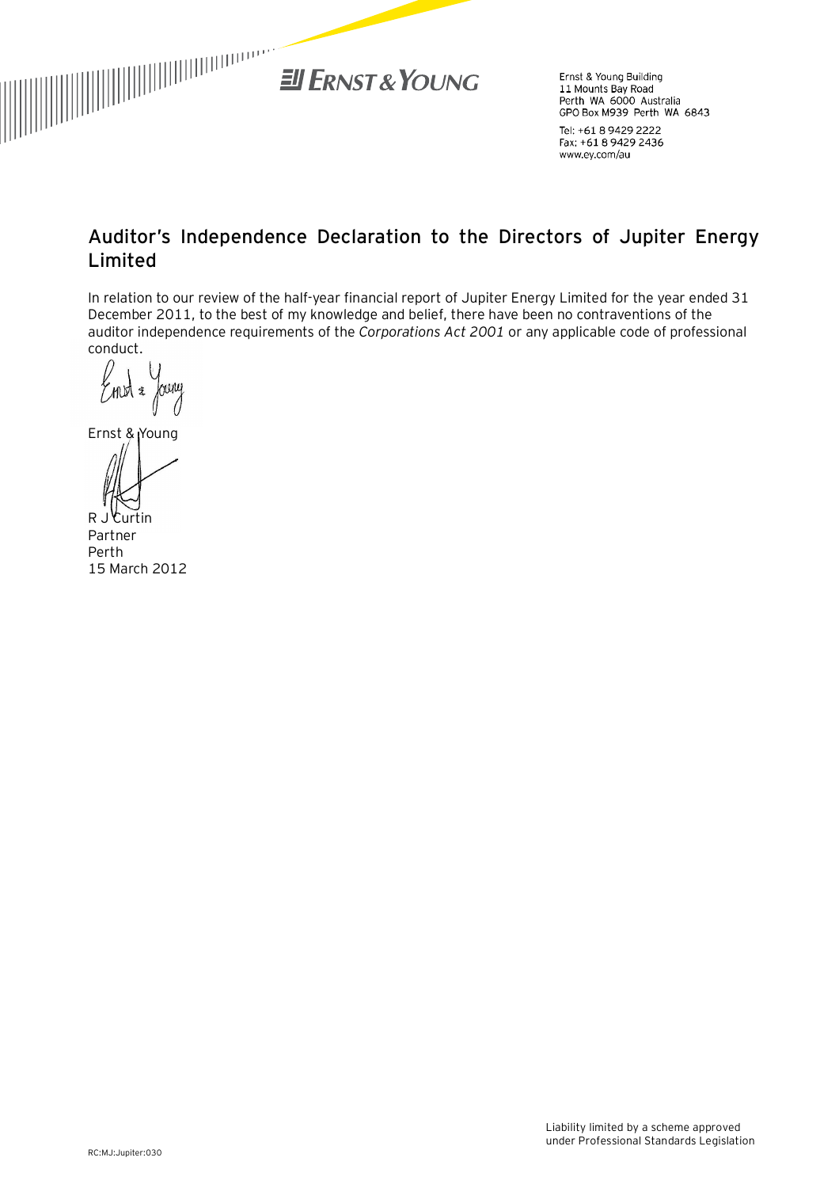Ernst & Young Building
11 Mounts Bay Road
Perth WA 6000 Australia
GPO Box M939 Perth WA 6843

Tel: +61 8 9429 2222
Fax: +61 8 9429 2436
www.ey.com/au

## Auditor's Independence Declaration to the Directors of Jupiter Energy Limited

In relation to our review of the half-year financial report of Jupiter Energy Limited for the year ended 31 December 2011, to the best of my knowledge and belief, there have been no contraventions of the auditor independence requirements of the *Corporations Act 2001* or any applicable code of professional conduct.

Ernst & Young

R J Curtin
Partner
Perth
15 March 2012

Liability limited by a scheme approved under Professional Standards Legislation

RC:MJ:Jupiter:030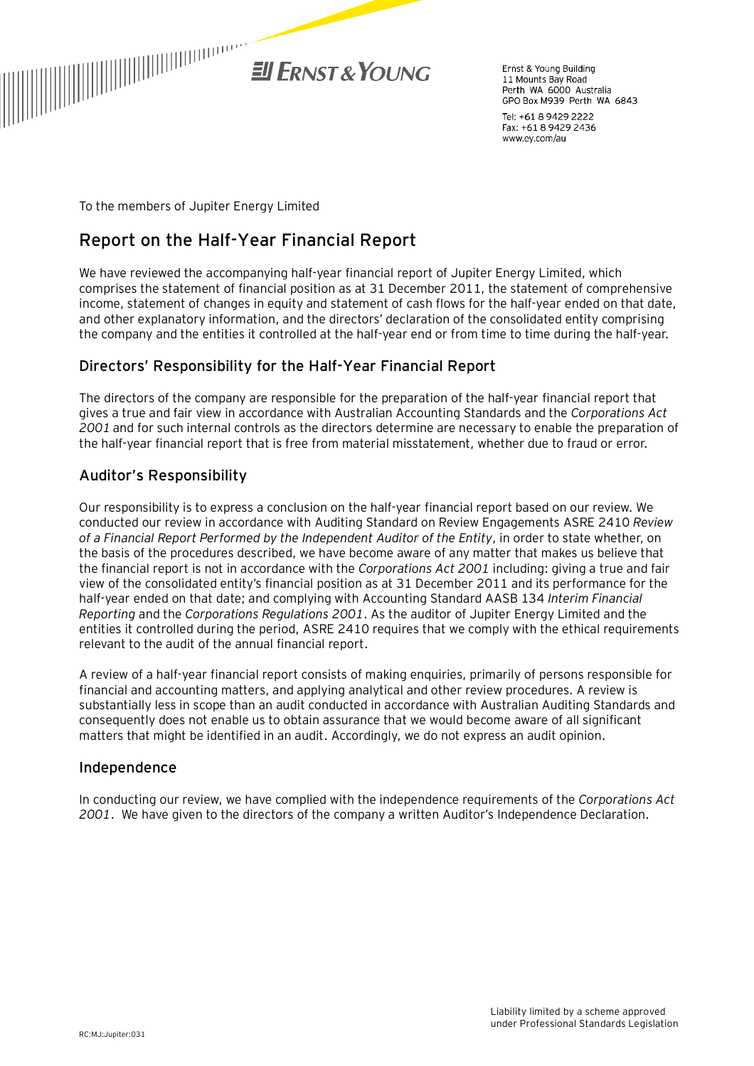Ernst & Young Building
11 Mounts Bay Road
Perth WA 6000 Australia
GPO Box M939 Perth WA 6843

Tel: +61 8 9429 2222
Fax: +61 8 9429 2436
www.ey.com/au

To the members of Jupiter Energy Limited

## Report on the Half-Year Financial Report

We have reviewed the accompanying half-year financial report of Jupiter Energy Limited, which comprises the statement of financial position as at 31 December 2011, the statement of comprehensive income, statement of changes in equity and statement of cash flows for the half-year ended on that date, and other explanatory information, and the directors' declaration of the consolidated entity comprising the company and the entities it controlled at the half-year end or from time to time during the half-year.

### Directors' Responsibility for the Half-Year Financial Report

The directors of the company are responsible for the preparation of the half-year financial report that gives a true and fair view in accordance with Australian Accounting Standards and the *Corporations Act 2001* and for such internal controls as the directors determine are necessary to enable the preparation of the half-year financial report that is free from material misstatement, whether due to fraud or error.

### Auditor's Responsibility

Our responsibility is to express a conclusion on the half-year financial report based on our review. We conducted our review in accordance with Auditing Standard on Review Engagements ASRE 2410 *Review of a Financial Report Performed by the Independent Auditor of the Entity*, in order to state whether, on the basis of the procedures described, we have become aware of any matter that makes us believe that the financial report is not in accordance with the *Corporations Act 2001* including: giving a true and fair view of the consolidated entity's financial position as at 31 December 2011 and its performance for the half-year ended on that date; and complying with Accounting Standard AASB 134 *Interim Financial Reporting* and the *Corporations Regulations 2001*. As the auditor of Jupiter Energy Limited and the entities it controlled during the period, ASRE 2410 requires that we comply with the ethical requirements relevant to the audit of the annual financial report.

A review of a half-year financial report consists of making enquiries, primarily of persons responsible for financial and accounting matters, and applying analytical and other review procedures. A review is substantially less in scope than an audit conducted in accordance with Australian Auditing Standards and consequently does not enable us to obtain assurance that we would become aware of all significant matters that might be identified in an audit. Accordingly, we do not express an audit opinion.

### Independence

In conducting our review, we have complied with the independence requirements of the *Corporations Act 2001*. We have given to the directors of the company a written Auditor's Independence Declaration.

Liability limited by a scheme approved under Professional Standards Legislation

RC:MJ:Jupiter:031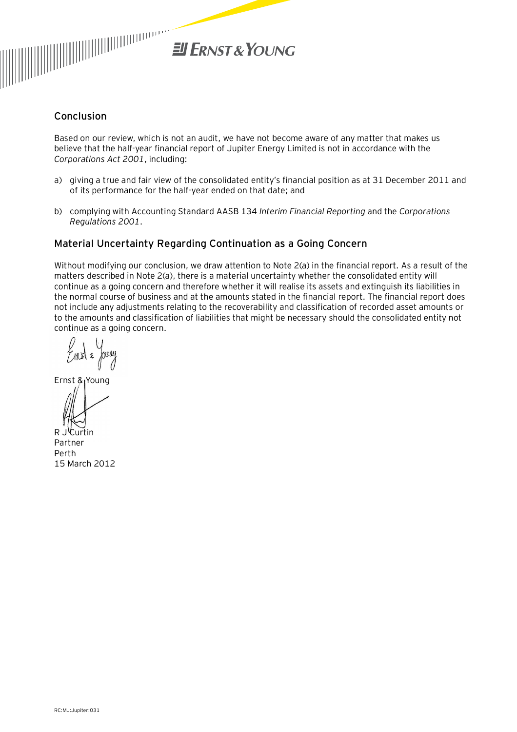## Conclusion

Based on our review, which is not an audit, we have not become aware of any matter that makes us believe that the half-year financial report of Jupiter Energy Limited is not in accordance with the *Corporations Act 2001*, including:

a) giving a true and fair view of the consolidated entity's financial position as at 31 December 2011 and of its performance for the half-year ended on that date; and

b) complying with Accounting Standard AASB 134 *Interim Financial Reporting* and the *Corporations Regulations 2001*.

## Material Uncertainty Regarding Continuation as a Going Concern

Without modifying our conclusion, we draw attention to Note 2(a) in the financial report. As a result of the matters described in Note 2(a), there is a material uncertainty whether the consolidated entity will continue as a going concern and therefore whether it will realise its assets and extinguish its liabilities in the normal course of business and at the amounts stated in the financial report. The financial report does not include any adjustments relating to the recoverability and classification of recorded asset amounts or to the amounts and classification of liabilities that might be necessary should the consolidated entity not continue as a going concern.

Ernst & Young

R J Curtin
Partner
Perth
15 March 2012

RC:MJ:Jupiter:031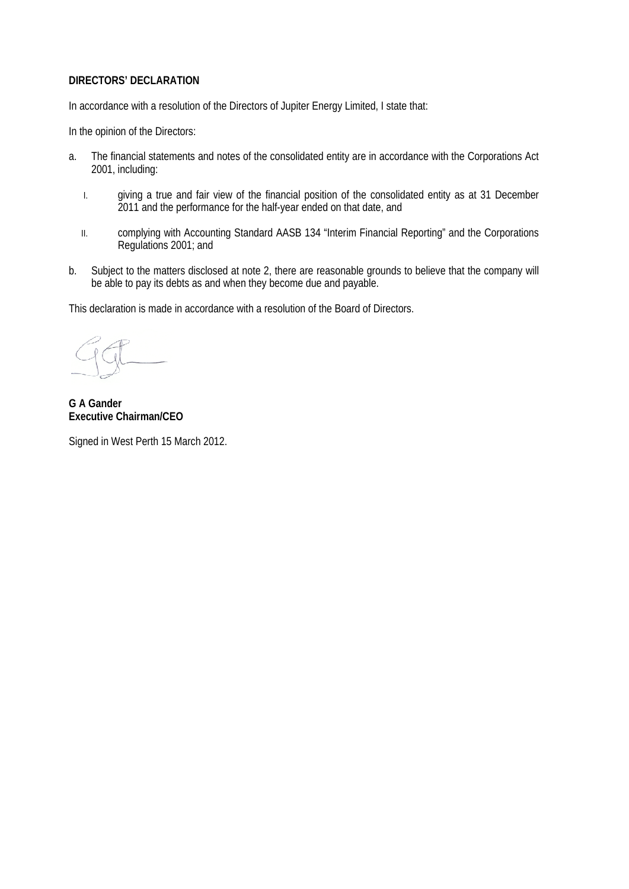**DIRECTORS' DECLARATION**

In accordance with a resolution of the Directors of Jupiter Energy Limited, I state that:

In the opinion of the Directors:

a. The financial statements and notes of the consolidated entity are in accordance with the Corporations Act 2001, including:

   I. giving a true and fair view of the financial position of the consolidated entity as at 31 December 2011 and the performance for the half-year ended on that date, and

   II. complying with Accounting Standard AASB 134 "Interim Financial Reporting" and the Corporations Regulations 2001; and

b. Subject to the matters disclosed at note 2, there are reasonable grounds to believe that the company will be able to pay its debts as and when they become due and payable.

This declaration is made in accordance with a resolution of the Board of Directors.

**G A Gander**
**Executive Chairman/CEO**

Signed in West Perth 15 March 2012.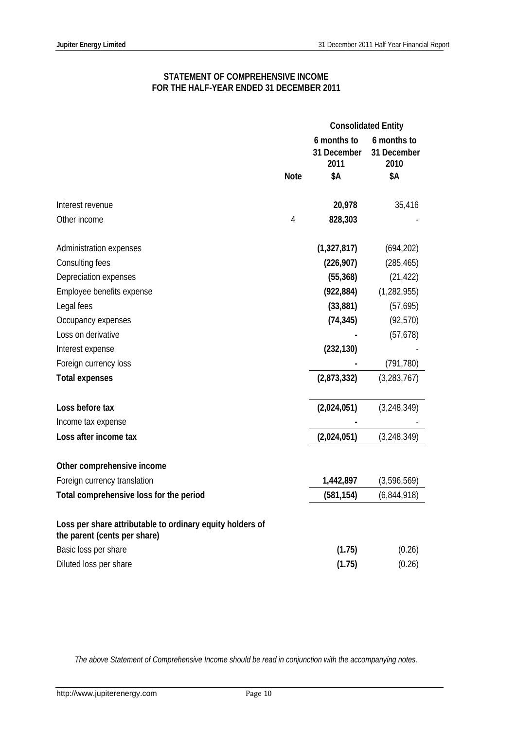## STATEMENT OF COMPREHENSIVE INCOME
## FOR THE HALF-YEAR ENDED 31 DECEMBER 2011

| | | Consolidated Entity | |
|---|---|---|---|
| | | 6 months to 31 December 2011 | 6 months to 31 December 2010 |
| | Note | $A | $A |
| Interest revenue | | **20,978** | 35,416 |
| Other income | 4 | **828,303** | - |
| Administration expenses | | **(1,327,817)** | (694,202) |
| Consulting fees | | **(226,907)** | (285,465) |
| Depreciation expenses | | **(55,368)** | (21,422) |
| Employee benefits expense | | **(922,884)** | (1,282,955) |
| Legal fees | | **(33,881)** | (57,695) |
| Occupancy expenses | | **(74,345)** | (92,570) |
| Loss on derivative | | **-** | (57,678) |
| Interest expense | | **(232,130)** | - |
| Foreign currency loss | | **-** | (791,780) |
| **Total expenses** | | **(2,873,332)** | (3,283,767) |
| **Loss before tax** | | **(2,024,051)** | (3,248,349) |
| Income tax expense | | **-** | - |
| **Loss after income tax** | | **(2,024,051)** | (3,248,349) |
| **Other comprehensive income** | | | |
| Foreign currency translation | | **1,442,897** | (3,596,569) |
| **Total comprehensive loss for the period** | | **(581,154)** | (6,844,918) |
| **Loss per share attributable to ordinary equity holders of the parent (cents per share)** | | | |
| Basic loss per share | | **(1.75)** | (0.26) |
| Diluted loss per share | | **(1.75)** | (0.26) |

*The above Statement of Comprehensive Income should be read in conjunction with the accompanying notes.*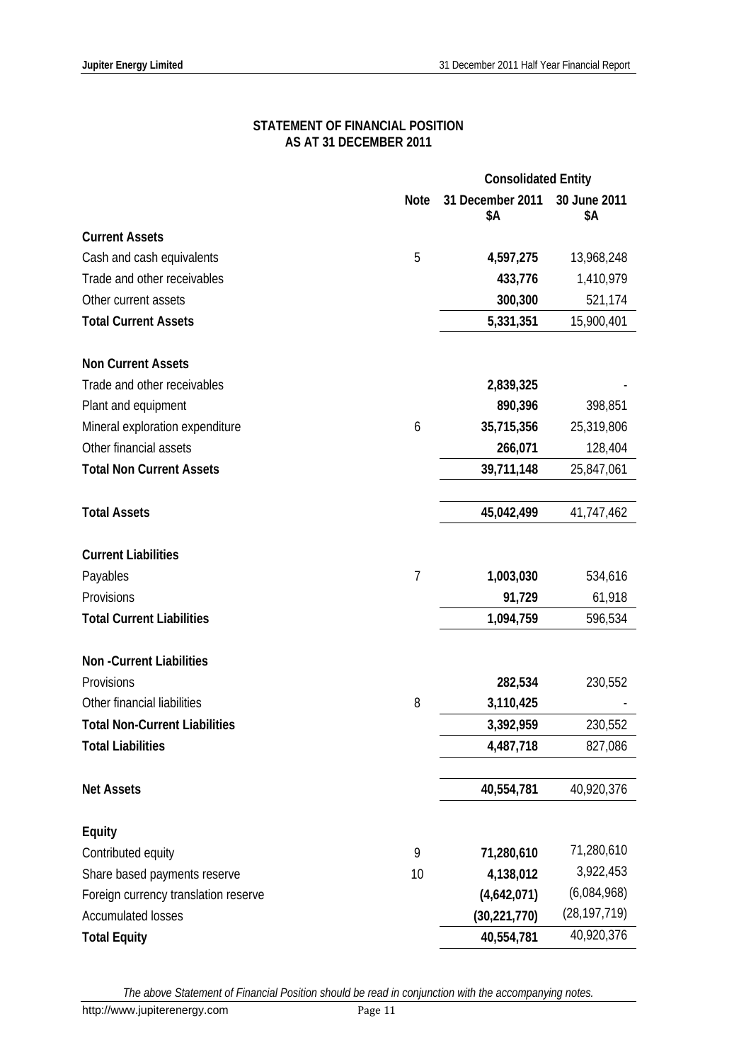## STATEMENT OF FINANCIAL POSITION
## AS AT 31 DECEMBER 2011

| | Note | Consolidated Entity | |
|---|---|---|---|
| | | 31 December 2011 $A | 30 June 2011 $A |
| **Current Assets** | | | |
| Cash and cash equivalents | 5 | **4,597,275** | 13,968,248 |
| Trade and other receivables | | **433,776** | 1,410,979 |
| Other current assets | | **300,300** | 521,174 |
| **Total Current Assets** | | **5,331,351** | 15,900,401 |
| **Non Current Assets** | | | |
| Trade and other receivables | | **2,839,325** | - |
| Plant and equipment | | **890,396** | 398,851 |
| Mineral exploration expenditure | 6 | **35,715,356** | 25,319,806 |
| Other financial assets | | **266,071** | 128,404 |
| **Total Non Current Assets** | | **39,711,148** | 25,847,061 |
| **Total Assets** | | **45,042,499** | 41,747,462 |
| **Current Liabilities** | | | |
| Payables | 7 | **1,003,030** | 534,616 |
| Provisions | | **91,729** | 61,918 |
| **Total Current Liabilities** | | **1,094,759** | 596,534 |
| **Non -Current Liabilities** | | | |
| Provisions | | **282,534** | 230,552 |
| Other financial liabilities | 8 | **3,110,425** | - |
| **Total Non-Current Liabilities** | | **3,392,959** | 230,552 |
| **Total Liabilities** | | **4,487,718** | 827,086 |
| **Net Assets** | | **40,554,781** | 40,920,376 |
| **Equity** | | | |
| Contributed equity | 9 | **71,280,610** | 71,280,610 |
| Share based payments reserve | 10 | **4,138,012** | 3,922,453 |
| Foreign currency translation reserve | | **(4,642,071)** | (6,084,968) |
| Accumulated losses | | **(30,221,770)** | (28,197,719) |
| **Total Equity** | | **40,554,781** | 40,920,376 |

*The above Statement of Financial Position should be read in conjunction with the accompanying notes.*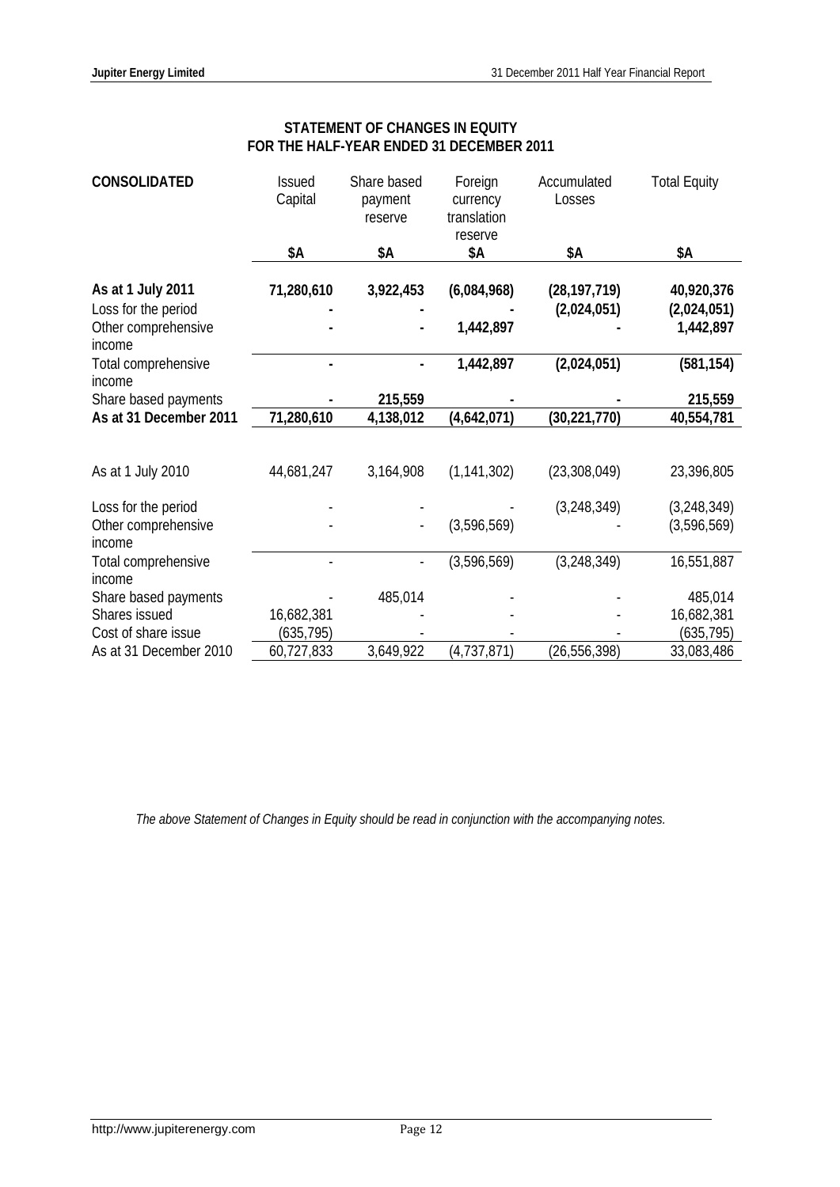## STATEMENT OF CHANGES IN EQUITY
## FOR THE HALF-YEAR ENDED 31 DECEMBER 2011

| CONSOLIDATED | Issued Capital | Share based payment reserve | Foreign currency translation reserve | Accumulated Losses | Total Equity |
|---|---|---|---|---|---|
| | $A | $A | $A | $A | $A |
| **As at 1 July 2011** | **71,280,610** | **3,922,453** | **(6,084,968)** | **(28,197,719)** | **40,920,376** |
| Loss for the period | **-** | **-** | **-** | **(2,024,051)** | **(2,024,051)** |
| Other comprehensive income | **-** | **-** | **1,442,897** | **-** | **1,442,897** |
| Total comprehensive income | **-** | **-** | **1,442,897** | **(2,024,051)** | **(581,154)** |
| Share based payments | **-** | **215,559** | **-** | **-** | **215,559** |
| **As at 31 December 2011** | **71,280,610** | **4,138,012** | **(4,642,071)** | **(30,221,770)** | **40,554,781** |
| | | | | | |
| As at 1 July 2010 | 44,681,247 | 3,164,908 | (1,141,302) | (23,308,049) | 23,396,805 |
| Loss for the period | - | - | - | (3,248,349) | (3,248,349) |
| Other comprehensive income | - | - | (3,596,569) | - | (3,596,569) |
| Total comprehensive income | - | - | (3,596,569) | (3,248,349) | 16,551,887 |
| Share based payments | - | 485,014 | - | - | 485,014 |
| Shares issued | 16,682,381 | - | - | - | 16,682,381 |
| Cost of share issue | (635,795) | - | - | - | (635,795) |
| As at 31 December 2010 | 60,727,833 | 3,649,922 | (4,737,871) | (26,556,398) | 33,083,486 |

*The above Statement of Changes in Equity should be read in conjunction with the accompanying notes.*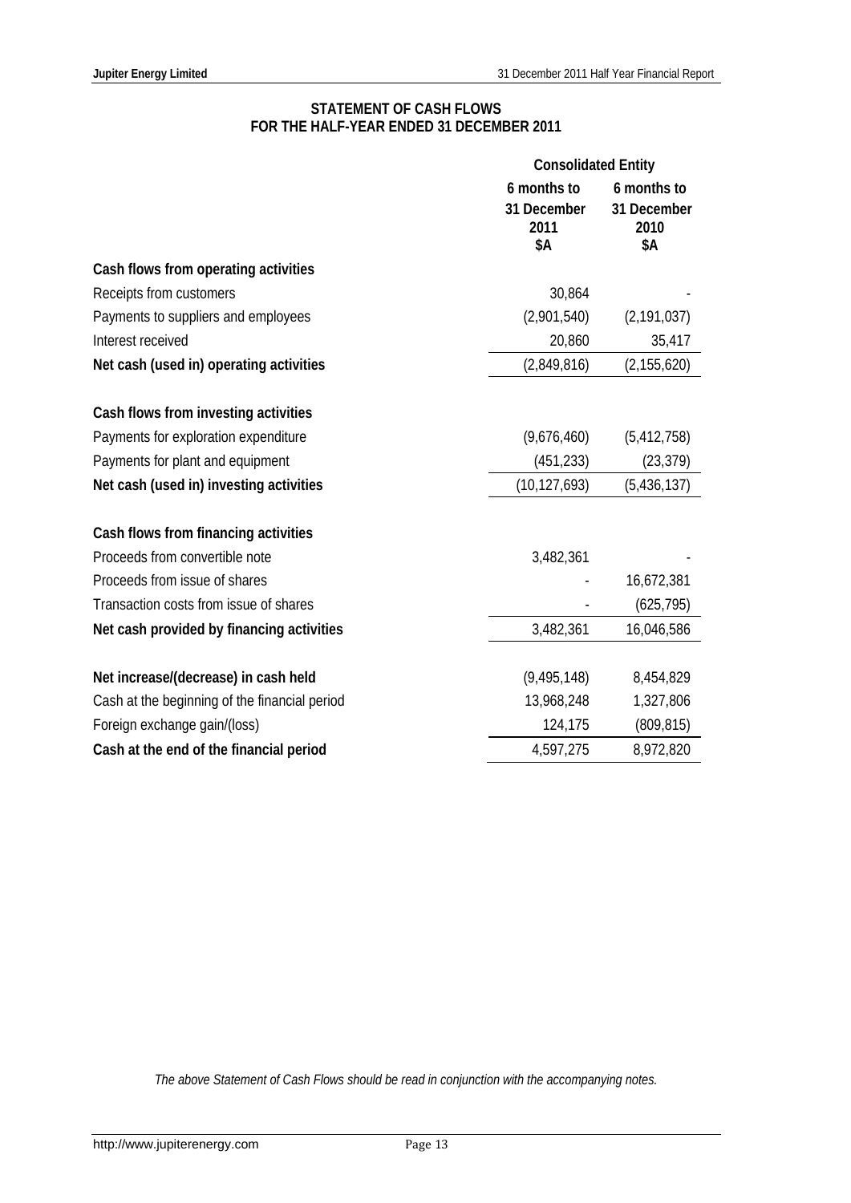## STATEMENT OF CASH FLOWS
## FOR THE HALF-YEAR ENDED 31 DECEMBER 2011

| | Consolidated Entity | |
|---|---|---|
| | 6 months to 31 December 2011 $A | 6 months to 31 December 2010 $A |
| **Cash flows from operating activities** | | |
| Receipts from customers | 30,864 | - |
| Payments to suppliers and employees | (2,901,540) | (2,191,037) |
| Interest received | 20,860 | 35,417 |
| **Net cash (used in) operating activities** | (2,849,816) | (2,155,620) |
| | | |
| **Cash flows from investing activities** | | |
| Payments for exploration expenditure | (9,676,460) | (5,412,758) |
| Payments for plant and equipment | (451,233) | (23,379) |
| **Net cash (used in) investing activities** | (10,127,693) | (5,436,137) |
| | | |
| **Cash flows from financing activities** | | |
| Proceeds from convertible note | 3,482,361 | - |
| Proceeds from issue of shares | - | 16,672,381 |
| Transaction costs from issue of shares | - | (625,795) |
| **Net cash provided by financing activities** | 3,482,361 | 16,046,586 |
| | | |
| **Net increase/(decrease) in cash held** | (9,495,148) | 8,454,829 |
| Cash at the beginning of the financial period | 13,968,248 | 1,327,806 |
| Foreign exchange gain/(loss) | 124,175 | (809,815) |
| **Cash at the end of the financial period** | 4,597,275 | 8,972,820 |

*The above Statement of Cash Flows should be read in conjunction with the accompanying notes.*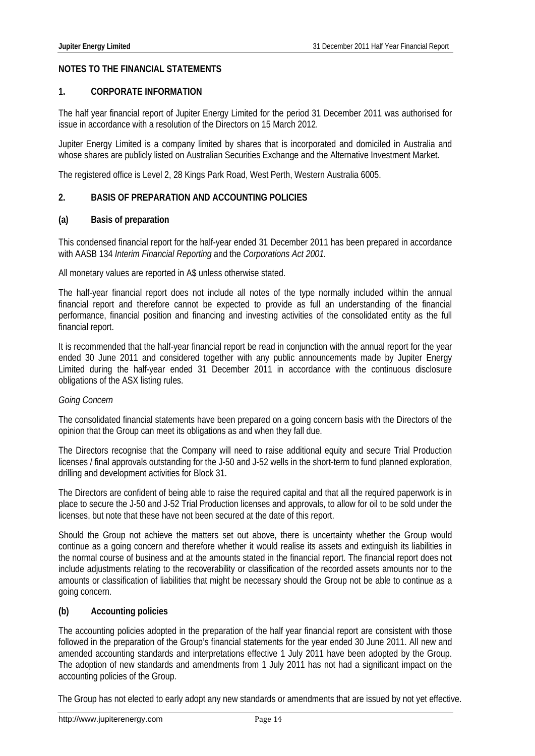## NOTES TO THE FINANCIAL STATEMENTS

### 1. CORPORATE INFORMATION

The half year financial report of Jupiter Energy Limited for the period 31 December 2011 was authorised for issue in accordance with a resolution of the Directors on 15 March 2012.

Jupiter Energy Limited is a company limited by shares that is incorporated and domiciled in Australia and whose shares are publicly listed on Australian Securities Exchange and the Alternative Investment Market.

The registered office is Level 2, 28 Kings Park Road, West Perth, Western Australia 6005.

### 2. BASIS OF PREPARATION AND ACCOUNTING POLICIES

#### (a) Basis of preparation

This condensed financial report for the half-year ended 31 December 2011 has been prepared in accordance with AASB 134 *Interim Financial Reporting* and the *Corporations Act 2001.*

All monetary values are reported in A$ unless otherwise stated.

The half-year financial report does not include all notes of the type normally included within the annual financial report and therefore cannot be expected to provide as full an understanding of the financial performance, financial position and financing and investing activities of the consolidated entity as the full financial report.

It is recommended that the half-year financial report be read in conjunction with the annual report for the year ended 30 June 2011 and considered together with any public announcements made by Jupiter Energy Limited during the half-year ended 31 December 2011 in accordance with the continuous disclosure obligations of the ASX listing rules.

*Going Concern*

The consolidated financial statements have been prepared on a going concern basis with the Directors of the opinion that the Group can meet its obligations as and when they fall due.

The Directors recognise that the Company will need to raise additional equity and secure Trial Production licenses / final approvals outstanding for the J-50 and J-52 wells in the short-term to fund planned exploration, drilling and development activities for Block 31.

The Directors are confident of being able to raise the required capital and that all the required paperwork is in place to secure the J-50 and J-52 Trial Production licenses and approvals, to allow for oil to be sold under the licenses, but note that these have not been secured at the date of this report.

Should the Group not achieve the matters set out above, there is uncertainty whether the Group would continue as a going concern and therefore whether it would realise its assets and extinguish its liabilities in the normal course of business and at the amounts stated in the financial report. The financial report does not include adjustments relating to the recoverability or classification of the recorded assets amounts nor to the amounts or classification of liabilities that might be necessary should the Group not be able to continue as a going concern.

#### (b) Accounting policies

The accounting policies adopted in the preparation of the half year financial report are consistent with those followed in the preparation of the Group's financial statements for the year ended 30 June 2011. All new and amended accounting standards and interpretations effective 1 July 2011 have been adopted by the Group. The adoption of new standards and amendments from 1 July 2011 has not had a significant impact on the accounting policies of the Group.

The Group has not elected to early adopt any new standards or amendments that are issued by not yet effective.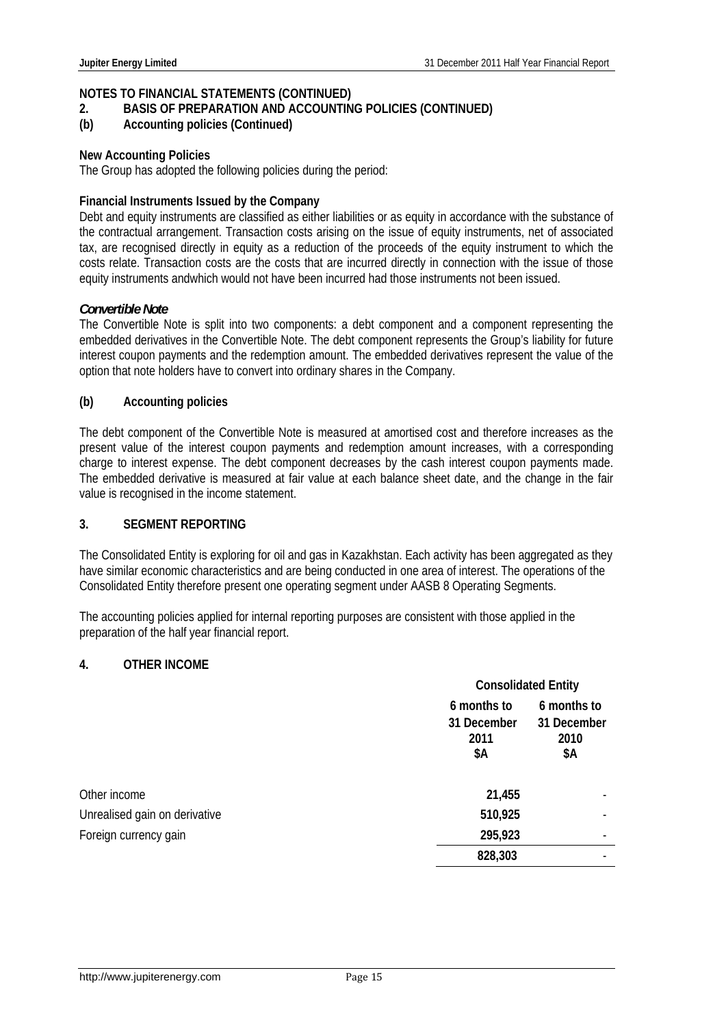## NOTES TO FINANCIAL STATEMENTS (CONTINUED)

## 2. BASIS OF PREPARATION AND ACCOUNTING POLICIES (CONTINUED)

## (b) Accounting policies (Continued)

**New Accounting Policies**

The Group has adopted the following policies during the period:

**Financial Instruments Issued by the Company**

Debt and equity instruments are classified as either liabilities or as equity in accordance with the substance of the contractual arrangement. Transaction costs arising on the issue of equity instruments, net of associated tax, are recognised directly in equity as a reduction of the proceeds of the equity instrument to which the costs relate. Transaction costs are the costs that are incurred directly in connection with the issue of those equity instruments andwhich would not have been incurred had those instruments not been issued.

***Convertible Note***

The Convertible Note is split into two components: a debt component and a component representing the embedded derivatives in the Convertible Note. The debt component represents the Group's liability for future interest coupon payments and the redemption amount. The embedded derivatives represent the value of the option that note holders have to convert into ordinary shares in the Company.

## (b) Accounting policies

The debt component of the Convertible Note is measured at amortised cost and therefore increases as the present value of the interest coupon payments and redemption amount increases, with a corresponding charge to interest expense. The debt component decreases by the cash interest coupon payments made. The embedded derivative is measured at fair value at each balance sheet date, and the change in the fair value is recognised in the income statement.

## 3. SEGMENT REPORTING

The Consolidated Entity is exploring for oil and gas in Kazakhstan. Each activity has been aggregated as they have similar economic characteristics and are being conducted in one area of interest. The operations of the Consolidated Entity therefore present one operating segment under AASB 8 Operating Segments.

The accounting policies applied for internal reporting purposes are consistent with those applied in the preparation of the half year financial report.

## 4. OTHER INCOME

| | Consolidated Entity | |
|---|---|---|
| | 6 months to 31 December 2011 $A | 6 months to 31 December 2010 $A |
| Other income | 21,455 | - |
| Unrealised gain on derivative | 510,925 | - |
| Foreign currency gain | 295,923 | - |
| | **828,303** | - |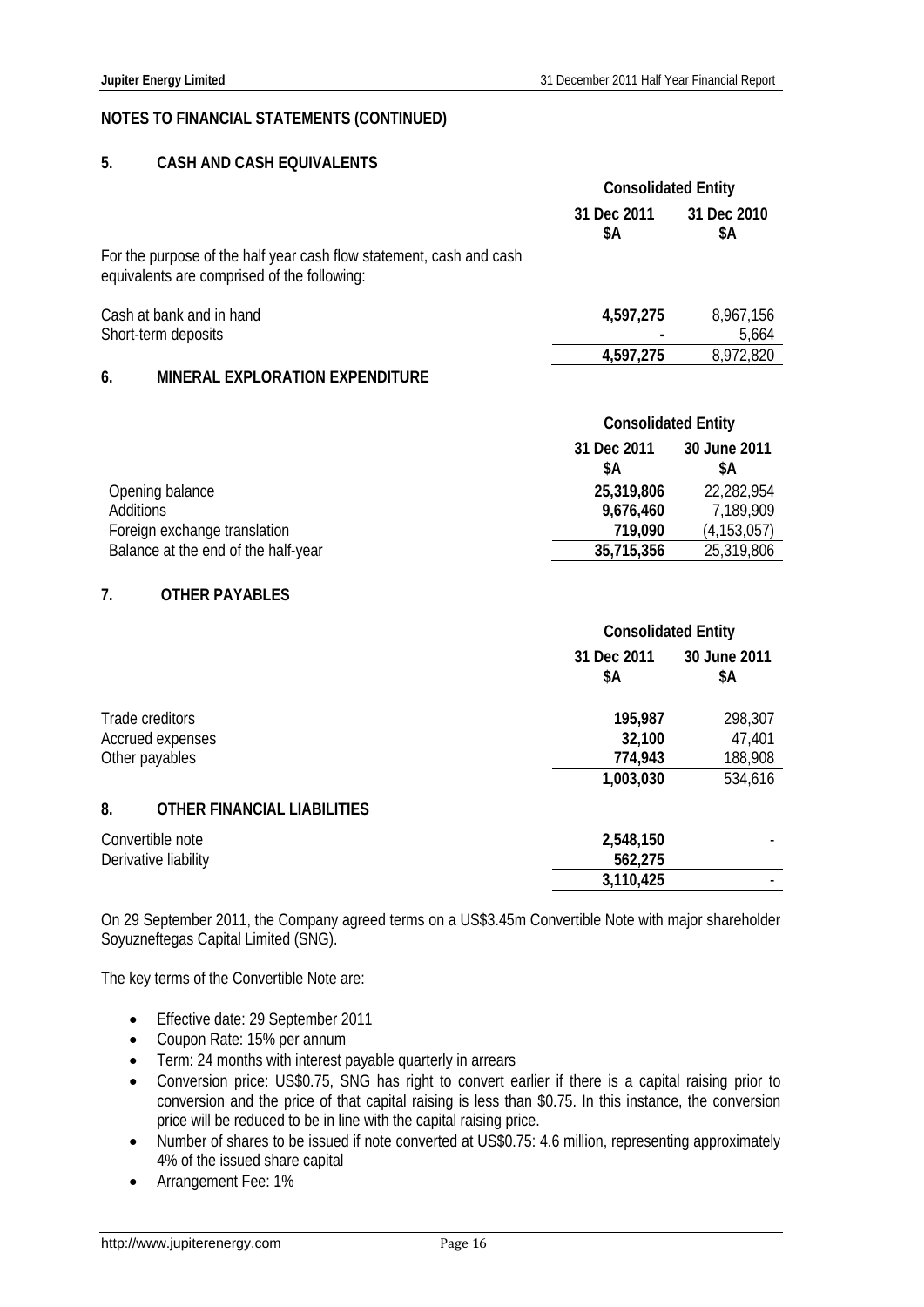## NOTES TO FINANCIAL STATEMENTS (CONTINUED)

### 5. CASH AND CASH EQUIVALENTS

| | Consolidated Entity | |
|---|---|---|
| | **31 Dec 2011 $A** | **31 Dec 2010 $A** |
| For the purpose of the half year cash flow statement, cash and cash equivalents are comprised of the following: | | |
| Cash at bank and in hand | **4,597,275** | 8,967,156 |
| Short-term deposits | **-** | 5,664 |
| | **4,597,275** | 8,972,820 |

### 6. MINERAL EXPLORATION EXPENDITURE

| | Consolidated Entity | |
|---|---|---|
| | **31 Dec 2011 $A** | **30 June 2011 $A** |
| Opening balance | **25,319,806** | 22,282,954 |
| Additions | **9,676,460** | 7,189,909 |
| Foreign exchange translation | **719,090** | (4,153,057) |
| Balance at the end of the half-year | **35,715,356** | 25,319,806 |

### 7. OTHER PAYABLES

| | Consolidated Entity | |
|---|---|---|
| | **31 Dec 2011 $A** | **30 June 2011 $A** |
| Trade creditors | **195,987** | 298,307 |
| Accrued expenses | **32,100** | 47,401 |
| Other payables | **774,943** | 188,908 |
| | **1,003,030** | 534,616 |

### 8. OTHER FINANCIAL LIABILITIES

| | | |
|---|---|---|
| Convertible note | **2,548,150** | - |
| Derivative liability | **562,275** | |
| | **3,110,425** | - |

On 29 September 2011, the Company agreed terms on a US$3.45m Convertible Note with major shareholder Soyuzneftegas Capital Limited (SNG).

The key terms of the Convertible Note are:

- Effective date: 29 September 2011
- Coupon Rate: 15% per annum
- Term: 24 months with interest payable quarterly in arrears
- Conversion price: US$0.75, SNG has right to convert earlier if there is a capital raising prior to conversion and the price of that capital raising is less than $0.75. In this instance, the conversion price will be reduced to be in line with the capital raising price.
- Number of shares to be issued if note converted at US$0.75: 4.6 million, representing approximately 4% of the issued share capital
- Arrangement Fee: 1%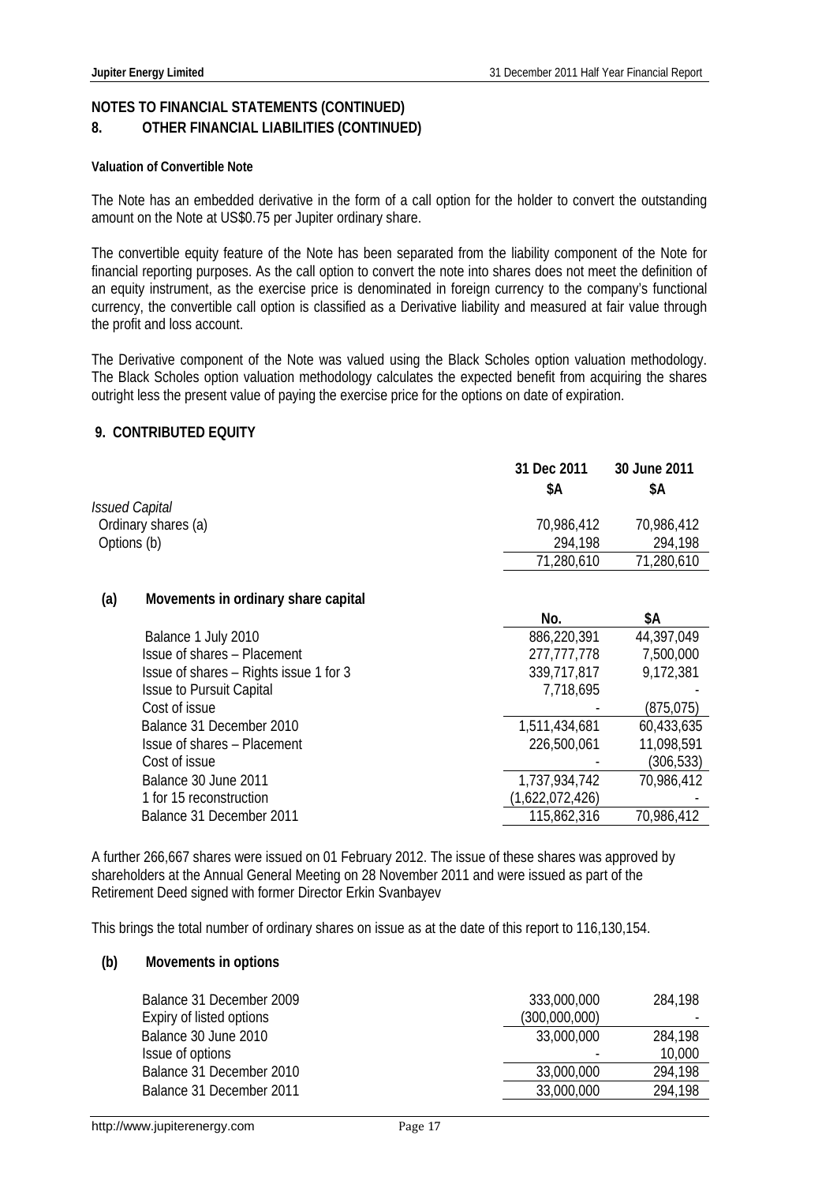## NOTES TO FINANCIAL STATEMENTS (CONTINUED)

## 8. OTHER FINANCIAL LIABILITIES (CONTINUED)

**Valuation of Convertible Note**

The Note has an embedded derivative in the form of a call option for the holder to convert the outstanding amount on the Note at US$0.75 per Jupiter ordinary share.

The convertible equity feature of the Note has been separated from the liability component of the Note for financial reporting purposes. As the call option to convert the note into shares does not meet the definition of an equity instrument, as the exercise price is denominated in foreign currency to the company's functional currency, the convertible call option is classified as a Derivative liability and measured at fair value through the profit and loss account.

The Derivative component of the Note was valued using the Black Scholes option valuation methodology. The Black Scholes option valuation methodology calculates the expected benefit from acquiring the shares outright less the present value of paying the exercise price for the options on date of expiration.

## 9. CONTRIBUTED EQUITY

| | 31 Dec 2011 | 30 June 2011 |
|---|---|---|
| | $A | $A |
| *Issued Capital* | | |
| Ordinary shares (a) | 70,986,412 | 70,986,412 |
| Options (b) | 294,198 | 294,198 |
| | 71,280,610 | 71,280,610 |

### (a) Movements in ordinary share capital

| | No. | $A |
|---|---|---|
| Balance 1 July 2010 | 886,220,391 | 44,397,049 |
| Issue of shares – Placement | 277,777,778 | 7,500,000 |
| Issue of shares – Rights issue 1 for 3 | 339,717,817 | 9,172,381 |
| Issue to Pursuit Capital | 7,718,695 | - |
| Cost of issue | - | (875,075) |
| Balance 31 December 2010 | 1,511,434,681 | 60,433,635 |
| Issue of shares – Placement | 226,500,061 | 11,098,591 |
| Cost of issue | - | (306,533) |
| Balance 30 June 2011 | 1,737,934,742 | 70,986,412 |
| 1 for 15 reconstruction | (1,622,072,426) | - |
| Balance 31 December 2011 | 115,862,316 | 70,986,412 |

A further 266,667 shares were issued on 01 February 2012. The issue of these shares was approved by shareholders at the Annual General Meeting on 28 November 2011 and were issued as part of the Retirement Deed signed with former Director Erkin Svanbayev

This brings the total number of ordinary shares on issue as at the date of this report to 116,130,154.

### (b) Movements in options

| | | |
|---|---|---|
| Balance 31 December 2009 | 333,000,000 | 284,198 |
| Expiry of listed options | (300,000,000) | - |
| Balance 30 June 2010 | 33,000,000 | 284,198 |
| Issue of options | - | 10,000 |
| Balance 31 December 2010 | 33,000,000 | 294,198 |
| Balance 31 December 2011 | 33,000,000 | 294,198 |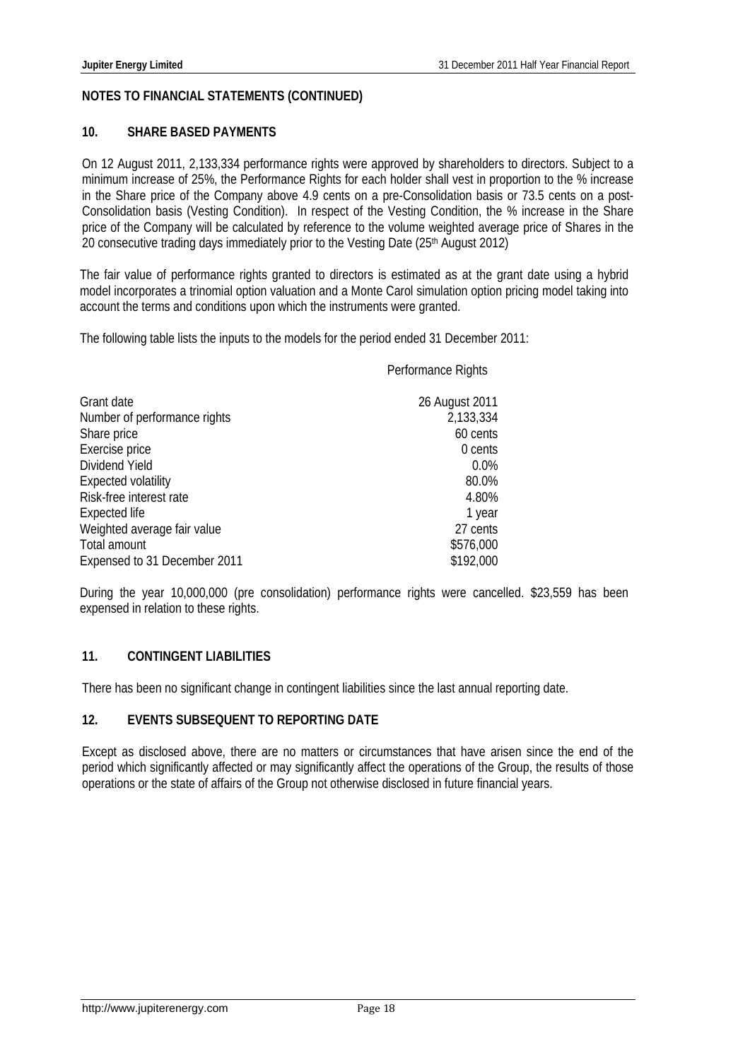## NOTES TO FINANCIAL STATEMENTS (CONTINUED)

### 10. SHARE BASED PAYMENTS

On 12 August 2011, 2,133,334 performance rights were approved by shareholders to directors. Subject to a minimum increase of 25%, the Performance Rights for each holder shall vest in proportion to the % increase in the Share price of the Company above 4.9 cents on a pre-Consolidation basis or 73.5 cents on a post-Consolidation basis (Vesting Condition). In respect of the Vesting Condition, the % increase in the Share price of the Company will be calculated by reference to the volume weighted average price of Shares in the 20 consecutive trading days immediately prior to the Vesting Date (25th August 2012)

The fair value of performance rights granted to directors is estimated as at the grant date using a hybrid model incorporates a trinomial option valuation and a Monte Carol simulation option pricing model taking into account the terms and conditions upon which the instruments were granted.

The following table lists the inputs to the models for the period ended 31 December 2011:

| | Performance Rights |
|---|---|
| Grant date | 26 August 2011 |
| Number of performance rights | 2,133,334 |
| Share price | 60 cents |
| Exercise price | 0 cents |
| Dividend Yield | 0.0% |
| Expected volatility | 80.0% |
| Risk-free interest rate | 4.80% |
| Expected life | 1 year |
| Weighted average fair value | 27 cents |
| Total amount | $576,000 |
| Expensed to 31 December 2011 | $192,000 |

During the year 10,000,000 (pre consolidation) performance rights were cancelled. $23,559 has been expensed in relation to these rights.

### 11. CONTINGENT LIABILITIES

There has been no significant change in contingent liabilities since the last annual reporting date.

### 12. EVENTS SUBSEQUENT TO REPORTING DATE

Except as disclosed above, there are no matters or circumstances that have arisen since the end of the period which significantly affected or may significantly affect the operations of the Group, the results of those operations or the state of affairs of the Group not otherwise disclosed in future financial years.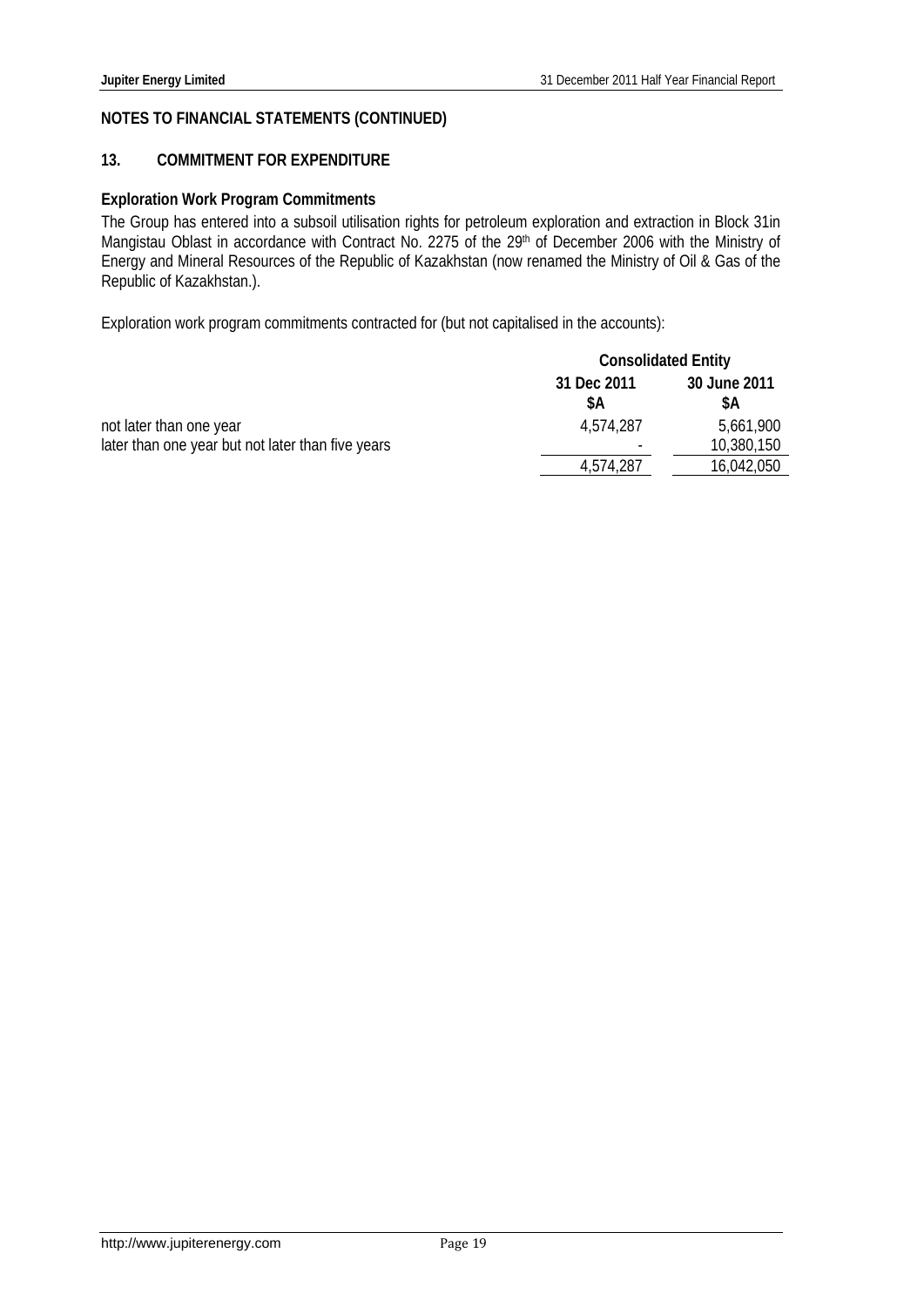## NOTES TO FINANCIAL STATEMENTS (CONTINUED)

### 13. COMMITMENT FOR EXPENDITURE

**Exploration Work Program Commitments**

The Group has entered into a subsoil utilisation rights for petroleum exploration and extraction in Block 31in Mangistau Oblast in accordance with Contract No. 2275 of the 29th of December 2006 with the Ministry of Energy and Mineral Resources of the Republic of Kazakhstan (now renamed the Ministry of Oil & Gas of the Republic of Kazakhstan.).

Exploration work program commitments contracted for (but not capitalised in the accounts):

| | Consolidated Entity | |
|---|---|---|
| | 31 Dec 2011<br>$A | 30 June 2011<br>$A |
| not later than one year | 4,574,287 | 5,661,900 |
| later than one year but not later than five years | - | 10,380,150 |
| | 4,574,287 | 16,042,050 |